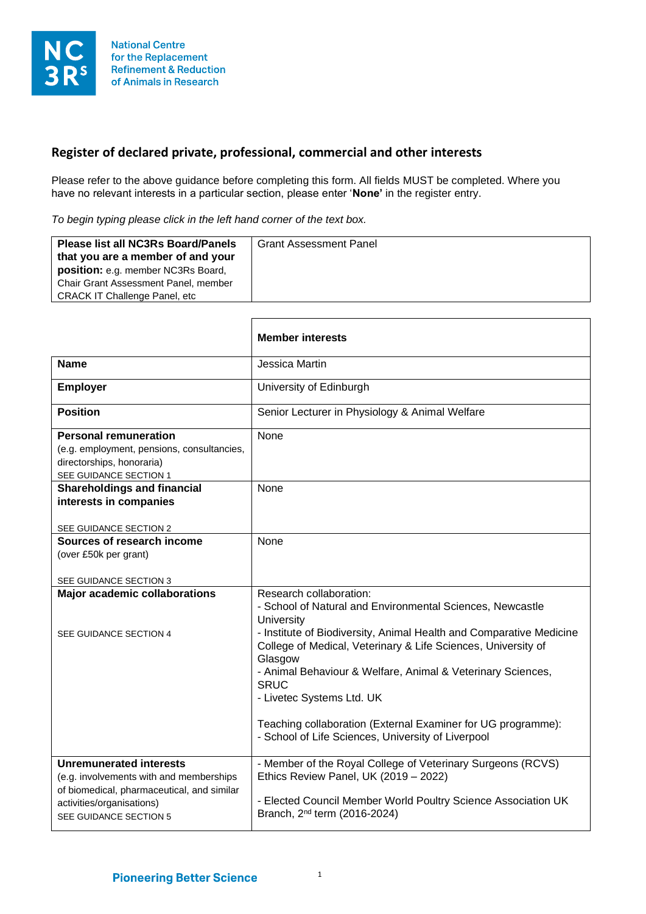National Centre for the Replacement Refinement & Reduction of Animals in Research

## Register of declared private, professional, commercial and other interests

Please refer to the above guidance before completing this form. All fields MUST be completed. Where you have no relevant interests in a particular section, please enter '**None**' in the register entry.

*To begin typing please click in the left hand corner of the text box.*

| | |
|---|---|
| **Please list all NC3Rs Board/Panels that you are a member of and your position:** e.g. member NC3Rs Board, Chair Grant Assessment Panel, member CRACK IT Challenge Panel, etc | Grant Assessment Panel |

| | **Member interests** |
|---|---|
| **Name** | Jessica Martin |
| **Employer** | University of Edinburgh |
| **Position** | Senior Lecturer in Physiology & Animal Welfare |
| **Personal remuneration** (e.g. employment, pensions, consultancies, directorships, honoraria) SEE GUIDANCE SECTION 1 | None |
| **Shareholdings and financial interests in companies** SEE GUIDANCE SECTION 2 | None |
| **Sources of research income** (over £50k per grant) SEE GUIDANCE SECTION 3 | None |
| **Major academic collaborations** SEE GUIDANCE SECTION 4 | Research collaboration:<br>- School of Natural and Environmental Sciences, Newcastle University<br>- Institute of Biodiversity, Animal Health and Comparative Medicine College of Medical, Veterinary & Life Sciences, University of Glasgow<br>- Animal Behaviour & Welfare, Animal & Veterinary Sciences, SRUC<br>- Livetec Systems Ltd. UK<br><br>Teaching collaboration (External Examiner for UG programme):<br>- School of Life Sciences, University of Liverpool |
| **Unremunerated interests** (e.g. involvements with and memberships of biomedical, pharmaceutical, and similar activities/organisations) SEE GUIDANCE SECTION 5 | - Member of the Royal College of Veterinary Surgeons (RCVS) Ethics Review Panel, UK (2019 – 2022)<br><br>- Elected Council Member World Poultry Science Association UK Branch, 2nd term (2016-2024) |

Pioneering Better Science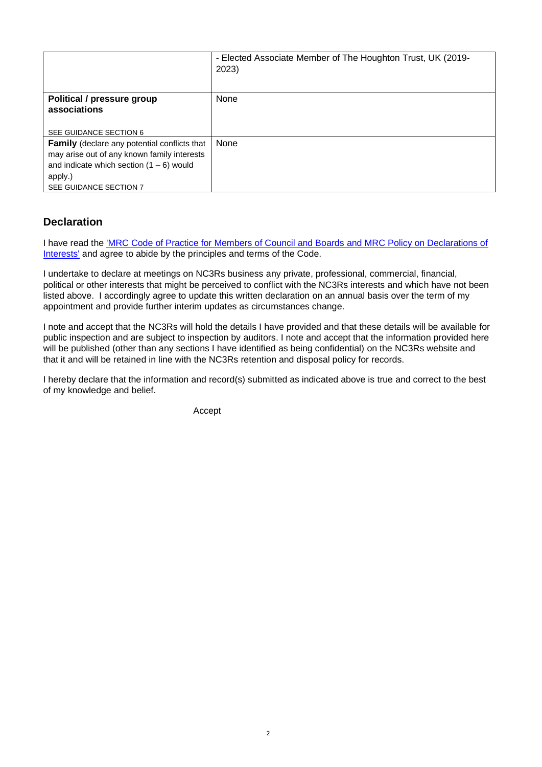| | |
|---|---|
| | - Elected Associate Member of The Houghton Trust, UK (2019-2023) |
| **Political / pressure group associations**<br><br>SEE GUIDANCE SECTION 6 | None |
| **Family** (declare any potential conflicts that may arise out of any known family interests and indicate which section (1 – 6) would apply.)<br>SEE GUIDANCE SECTION 7 | None |

## Declaration

I have read the ['MRC Code of Practice for Members of Council and Boards and MRC Policy on Declarations of Interests'] and agree to abide by the principles and terms of the Code.

I undertake to declare at meetings on NC3Rs business any private, professional, commercial, financial, political or other interests that might be perceived to conflict with the NC3Rs interests and which have not been listed above. I accordingly agree to update this written declaration on an annual basis over the term of my appointment and provide further interim updates as circumstances change.

I note and accept that the NC3Rs will hold the details I have provided and that these details will be available for public inspection and are subject to inspection by auditors. I note and accept that the information provided here will be published (other than any sections I have identified as being confidential) on the NC3Rs website and that it and will be retained in line with the NC3Rs retention and disposal policy for records.

I hereby declare that the information and record(s) submitted as indicated above is true and correct to the best of my knowledge and belief.

Accept